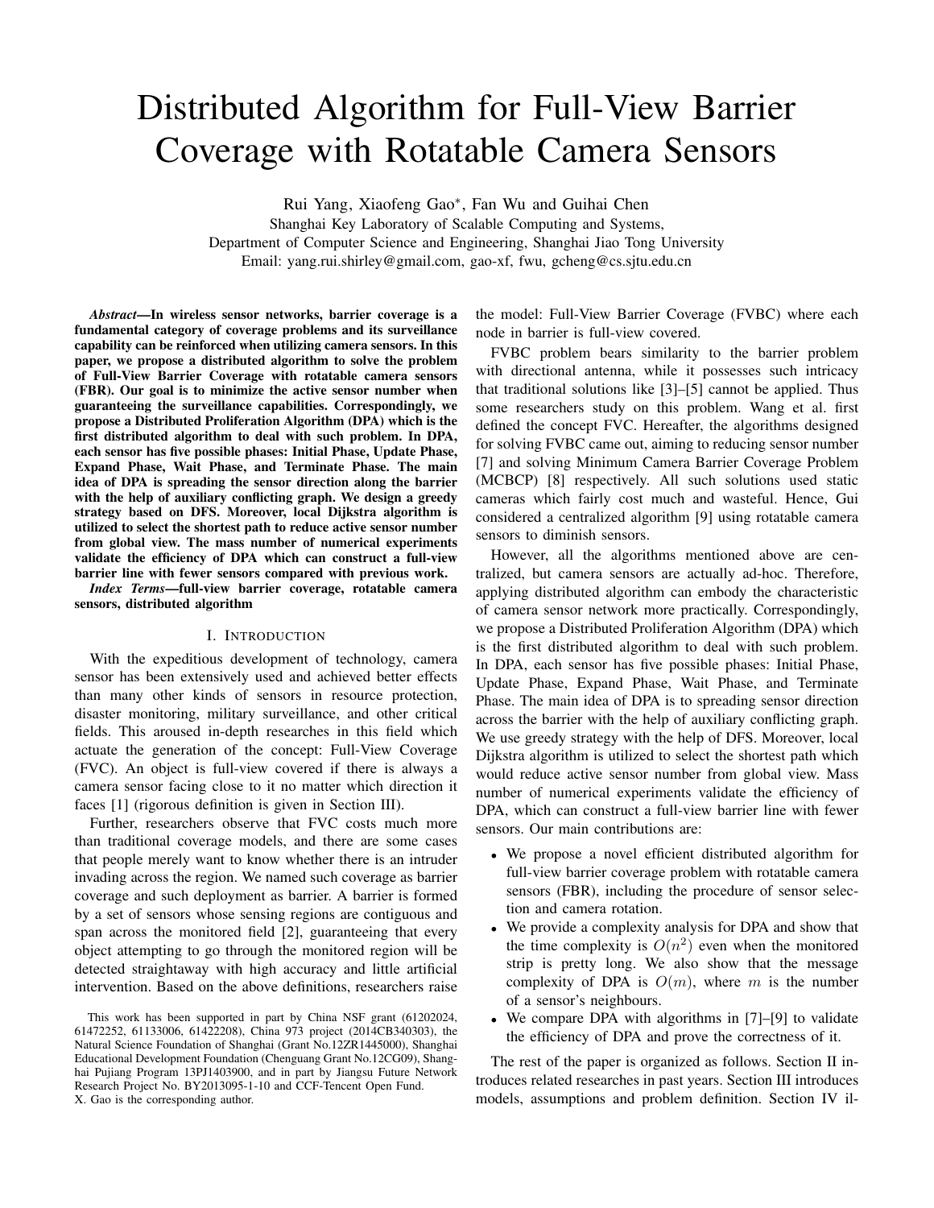# Distributed Algorithm for Full-View Barrier Coverage with Rotatable Camera Sensors

Rui Yang, Xiaofeng Gao*, Fan Wu and Guihai Chen

Shanghai Key Laboratory of Scalable Computing and Systems,

Department of Computer Science and Engineering, Shanghai Jiao Tong University

Email: yang.rui.shirley@gmail.com, gao-xf, fwu, gcheng@cs.sjtu.edu.cn

***Abstract*—In wireless sensor networks, barrier coverage is a fundamental category of coverage problems and its surveillance capability can be reinforced when utilizing camera sensors. In this paper, we propose a distributed algorithm to solve the problem of Full-View Barrier Coverage with rotatable camera sensors (FBR). Our goal is to minimize the active sensor number when guaranteeing the surveillance capabilities. Correspondingly, we propose a Distributed Proliferation Algorithm (DPA) which is the first distributed algorithm to deal with such problem. In DPA, each sensor has five possible phases: Initial Phase, Update Phase, Expand Phase, Wait Phase, and Terminate Phase. The main idea of DPA is spreading the sensor direction along the barrier with the help of auxiliary conflicting graph. We design a greedy strategy based on DFS. Moreover, local Dijkstra algorithm is utilized to select the shortest path to reduce active sensor number from global view. The mass number of numerical experiments validate the efficiency of DPA which can construct a full-view barrier line with fewer sensors compared with previous work.**

***Index Terms*—full-view barrier coverage, rotatable camera sensors, distributed algorithm**

## I. Introduction

With the expeditious development of technology, camera sensor has been extensively used and achieved better effects than many other kinds of sensors in resource protection, disaster monitoring, military surveillance, and other critical fields. This aroused in-depth researches in this field which actuate the generation of the concept: Full-View Coverage (FVC). An object is full-view covered if there is always a camera sensor facing close to it no matter which direction it faces [1] (rigorous definition is given in Section III).

Further, researchers observe that FVC costs much more than traditional coverage models, and there are some cases that people merely want to know whether there is an intruder invading across the region. We named such coverage as barrier coverage and such deployment as barrier. A barrier is formed by a set of sensors whose sensing regions are contiguous and span across the monitored field [2], guaranteeing that every object attempting to go through the monitored region will be detected straightaway with high accuracy and little artificial intervention. Based on the above definitions, researchers raise the model: Full-View Barrier Coverage (FVBC) where each node in barrier is full-view covered.

FVBC problem bears similarity to the barrier problem with directional antenna, while it possesses such intricacy that traditional solutions like [3]–[5] cannot be applied. Thus some researchers study on this problem. Wang et al. first defined the concept FVC. Hereafter, the algorithms designed for solving FVBC came out, aiming to reducing sensor number [7] and solving Minimum Camera Barrier Coverage Problem (MCBCP) [8] respectively. All such solutions used static cameras which fairly cost much and wasteful. Hence, Gui considered a centralized algorithm [9] using rotatable camera sensors to diminish sensors.

However, all the algorithms mentioned above are centralized, but camera sensors are actually ad-hoc. Therefore, applying distributed algorithm can embody the characteristic of camera sensor network more practically. Correspondingly, we propose a Distributed Proliferation Algorithm (DPA) which is the first distributed algorithm to deal with such problem. In DPA, each sensor has five possible phases: Initial Phase, Update Phase, Expand Phase, Wait Phase, and Terminate Phase. The main idea of DPA is to spreading sensor direction across the barrier with the help of auxiliary conflicting graph. We use greedy strategy with the help of DFS. Moreover, local Dijkstra algorithm is utilized to select the shortest path which would reduce active sensor number from global view. Mass number of numerical experiments validate the efficiency of DPA, which can construct a full-view barrier line with fewer sensors. Our main contributions are:

- We propose a novel efficient distributed algorithm for full-view barrier coverage problem with rotatable camera sensors (FBR), including the procedure of sensor selection and camera rotation.
- We provide a complexity analysis for DPA and show that the time complexity is $O(n^2)$ even when the monitored strip is pretty long. We also show that the message complexity of DPA is $O(m)$, where $m$ is the number of a sensor's neighbours.
- We compare DPA with algorithms in [7]–[9] to validate the efficiency of DPA and prove the correctness of it.

The rest of the paper is organized as follows. Section II introduces related researches in past years. Section III introduces models, assumptions and problem definition. Section IV il-

This work has been supported in part by China NSF grant (61202024, 61472252, 61133006, 61422208), China 973 project (2014CB340303), the Natural Science Foundation of Shanghai (Grant No.12ZR1445000), Shanghai Educational Development Foundation (Chenguang Grant No.12CG09), Shanghai Pujiang Program 13PJ1403900, and in part by Jiangsu Future Network Research Project No. BY2013095-1-10 and CCF-Tencent Open Fund. X. Gao is the corresponding author.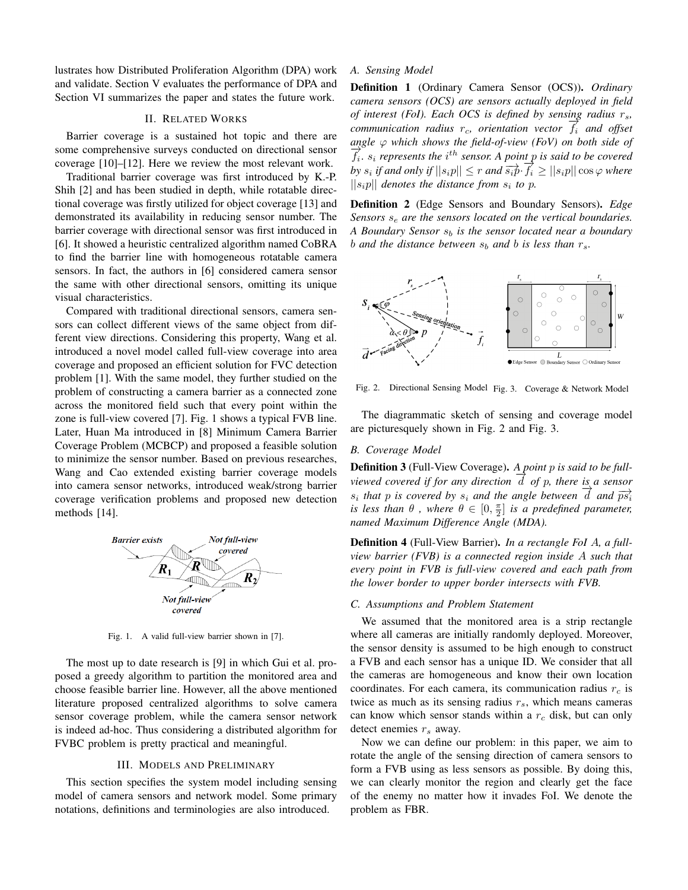lustrates how Distributed Proliferation Algorithm (DPA) work and validate. Section V evaluates the performance of DPA and Section VI summarizes the paper and states the future work.

## II. Related Works

Barrier coverage is a sustained hot topic and there are some comprehensive surveys conducted on directional sensor coverage [10]–[12]. Here we review the most relevant work.

Traditional barrier coverage was first introduced by K.-P. Shih [2] and has been studied in depth, while rotatable directional coverage was firstly utilized for object coverage [13] and demonstrated its availability in reducing sensor number. The barrier coverage with directional sensor was first introduced in [6]. It showed a heuristic centralized algorithm named CoBRA to find the barrier line with homogeneous rotatable camera sensors. In fact, the authors in [6] considered camera sensor the same with other directional sensors, omitting its unique visual characteristics.

Compared with traditional directional sensors, camera sensors can collect different views of the same object from different view directions. Considering this property, Wang et al. introduced a novel model called full-view coverage into area coverage and proposed an efficient solution for FVC detection problem [1]. With the same model, they further studied on the problem of constructing a camera barrier as a connected zone across the monitored field such that every point within the zone is full-view covered [7]. Fig. 1 shows a typical FVB line. Later, Huan Ma introduced in [8] Minimum Camera Barrier Coverage Problem (MCBCP) and proposed a feasible solution to minimize the sensor number. Based on previous researches, Wang and Cao extended existing barrier coverage models into camera sensor networks, introduced weak/strong barrier coverage verification problems and proposed new detection methods [14].

Fig. 1. A valid full-view barrier shown in [7].

The most up to date research is [9] in which Gui et al. proposed a greedy algorithm to partition the monitored area and choose feasible barrier line. However, all the above mentioned literature proposed centralized algorithms to solve camera sensor coverage problem, while the camera sensor network is indeed ad-hoc. Thus considering a distributed algorithm for FVBC problem is pretty practical and meaningful.

## III. Models and Preliminary

This section specifies the system model including sensing model of camera sensors and network model. Some primary notations, definitions and terminologies are also introduced.

### A. Sensing Model

**Definition 1** (Ordinary Camera Sensor (OCS)). *Ordinary camera sensors (OCS) are sensors actually deployed in field of interest (FoI). Each OCS is defined by sensing radius $r_s$, communication radius $r_c$, orientation vector $\overrightarrow{f_i}$ and offset angle $\varphi$ which shows the field-of-view (FoV) on both side of $\overrightarrow{f_i}$. $s_i$ represents the $i^{th}$ sensor. A point $p$ is said to be covered by $s_i$ if and only if $||s_ip|| \leq r$ and $\overrightarrow{s_ip} \cdot \overrightarrow{f_i} \geq ||s_ip|| \cos\varphi$ where $||s_ip||$ denotes the distance from $s_i$ to $p$.*

**Definition 2** (Edge Sensors and Boundary Sensors). *Edge Sensors $s_e$ are the sensors located on the vertical boundaries. A Boundary Sensor $s_b$ is the sensor located near a boundary $b$ and the distance between $s_b$ and $b$ is less than $r_s$.*

Fig. 2. Directional Sensing Model

Fig. 3. Coverage & Network Model

The diagrammatic sketch of sensing and coverage model are picturesquely shown in Fig. 2 and Fig. 3.

### B. Coverage Model

**Definition 3** (Full-View Coverage). *A point $p$ is said to be full-viewed covered if for any direction $\overrightarrow{d}$ of $p$, there is a sensor $s_i$ that $p$ is covered by $s_i$ and the angle between $\overrightarrow{d}$ and $\overrightarrow{ps_i}$ is less than $\theta$, where $\theta \in [0, \frac{\pi}{2}]$ is a predefined parameter, named Maximum Difference Angle (MDA).*

**Definition 4** (Full-View Barrier). *In a rectangle FoI $A$, a full-view barrier (FVB) is a connected region inside $A$ such that every point in FVB is full-view covered and each path from the lower border to upper border intersects with FVB.*

### C. Assumptions and Problem Statement

We assumed that the monitored area is a strip rectangle where all cameras are initially randomly deployed. Moreover, the sensor density is assumed to be high enough to construct a FVB and each sensor has a unique ID. We consider that all the cameras are homogeneous and know their own location coordinates. For each camera, its communication radius $r_c$ is twice as much as its sensing radius $r_s$, which means cameras can know which sensor stands within a $r_c$ disk, but can only detect enemies $r_s$ away.

Now we can define our problem: in this paper, we aim to rotate the angle of the sensing direction of camera sensors to form a FVB using as less sensors as possible. By doing this, we can clearly monitor the region and clearly get the face of the enemy no matter how it invades FoI. We denote the problem as FBR.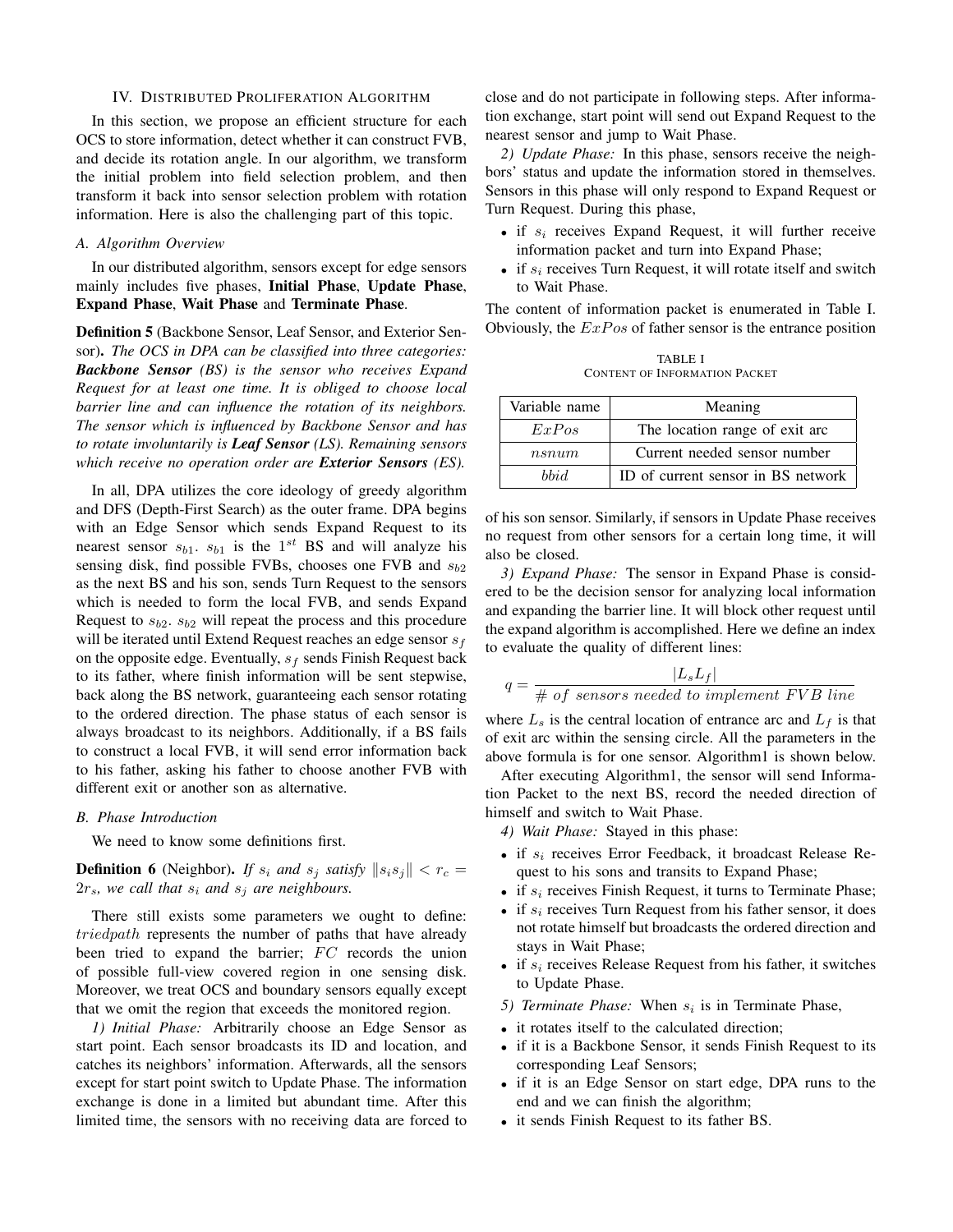## IV. Distributed Proliferation Algorithm

In this section, we propose an efficient structure for each OCS to store information, detect whether it can construct FVB, and decide its rotation angle. In our algorithm, we transform the initial problem into field selection problem, and then transform it back into sensor selection problem with rotation information. Here is also the challenging part of this topic.

### A. Algorithm Overview

In our distributed algorithm, sensors except for edge sensors mainly includes five phases, **Initial Phase**, **Update Phase**, **Expand Phase**, **Wait Phase** and **Terminate Phase**.

**Definition 5** (Backbone Sensor, Leaf Sensor, and Exterior Sensor)**.** *The OCS in DPA can be classified into three categories:* ***Backbone Sensor*** *(BS) is the sensor who receives Expand Request for at least one time. It is obliged to choose local barrier line and can influence the rotation of its neighbors. The sensor which is influenced by Backbone Sensor and has to rotate involuntarily is* ***Leaf Sensor*** *(LS). Remaining sensors which receive no operation order are* ***Exterior Sensors*** *(ES).*

In all, DPA utilizes the core ideology of greedy algorithm and DFS (Depth-First Search) as the outer frame. DPA begins with an Edge Sensor which sends Expand Request to its nearest sensor $s_{b1}$. $s_{b1}$ is the $1^{st}$ BS and will analyze his sensing disk, find possible FVBs, chooses one FVB and $s_{b2}$ as the next BS and his son, sends Turn Request to the sensors which is needed to form the local FVB, and sends Expand Request to $s_{b2}$. $s_{b2}$ will repeat the process and this procedure will be iterated until Extend Request reaches an edge sensor $s_f$ on the opposite edge. Eventually, $s_f$ sends Finish Request back to its father, where finish information will be sent stepwise, back along the BS network, guaranteeing each sensor rotating to the ordered direction. The phase status of each sensor is always broadcast to its neighbors. Additionally, if a BS fails to construct a local FVB, it will send error information back to his father, asking his father to choose another FVB with different exit or another son as alternative.

### B. Phase Introduction

We need to know some definitions first.

**Definition 6** (Neighbor)**.** *If $s_i$ and $s_j$ satisfy $\|s_is_j\| < r_c = 2r_s$, we call that $s_i$ and $s_j$ are neighbours.*

There still exists some parameters we ought to define: $triedpath$ represents the number of paths that have already been tried to expand the barrier; $FC$ records the union of possible full-view covered region in one sensing disk. Moreover, we treat OCS and boundary sensors equally except that we omit the region that exceeds the monitored region.

*1) Initial Phase:* Arbitrarily choose an Edge Sensor as start point. Each sensor broadcasts its ID and location, and catches its neighbors' information. Afterwards, all the sensors except for start point switch to Update Phase. The information exchange is done in a limited but abundant time. After this limited time, the sensors with no receiving data are forced to close and do not participate in following steps. After information exchange, start point will send out Expand Request to the nearest sensor and jump to Wait Phase.

*2) Update Phase:* In this phase, sensors receive the neighbors' status and update the information stored in themselves. Sensors in this phase will only respond to Expand Request or Turn Request. During this phase,

- if $s_i$ receives Expand Request, it will further receive information packet and turn into Expand Phase;
- if $s_i$ receives Turn Request, it will rotate itself and switch to Wait Phase.

The content of information packet is enumerated in Table I. Obviously, the $ExPos$ of father sensor is the entrance position of his son sensor. Similarly, if sensors in Update Phase receives no request from other sensors for a certain long time, it will also be closed.

TABLE I
Content of Information Packet

| Variable name | Meaning |
|---|---|
| $ExPos$ | The location range of exit arc |
| $nsnum$ | Current needed sensor number |
| $bbid$ | ID of current sensor in BS network |

*3) Expand Phase:* The sensor in Expand Phase is considered to be the decision sensor for analyzing local information and expanding the barrier line. It will block other request until the expand algorithm is accomplished. Here we define an index to evaluate the quality of different lines:

$$q = \frac{|L_sL_f|}{\#\ of\ sensors\ needed\ to\ implement\ FVB\ line}$$

where $L_s$ is the central location of entrance arc and $L_f$ is that of exit arc within the sensing circle. All the parameters in the above formula is for one sensor. Algorithm1 is shown below.

After executing Algorithm1, the sensor will send Information Packet to the next BS, record the needed direction of himself and switch to Wait Phase.

*4) Wait Phase:* Stayed in this phase:

- if $s_i$ receives Error Feedback, it broadcast Release Request to his sons and transits to Expand Phase;
- if $s_i$ receives Finish Request, it turns to Terminate Phase;
- if $s_i$ receives Turn Request from his father sensor, it does not rotate himself but broadcasts the ordered direction and stays in Wait Phase;
- if $s_i$ receives Release Request from his father, it switches to Update Phase.

*5) Terminate Phase:* When $s_i$ is in Terminate Phase,

- it rotates itself to the calculated direction;
- if it is a Backbone Sensor, it sends Finish Request to its corresponding Leaf Sensors;
- if it is an Edge Sensor on start edge, DPA runs to the end and we can finish the algorithm;
- it sends Finish Request to its father BS.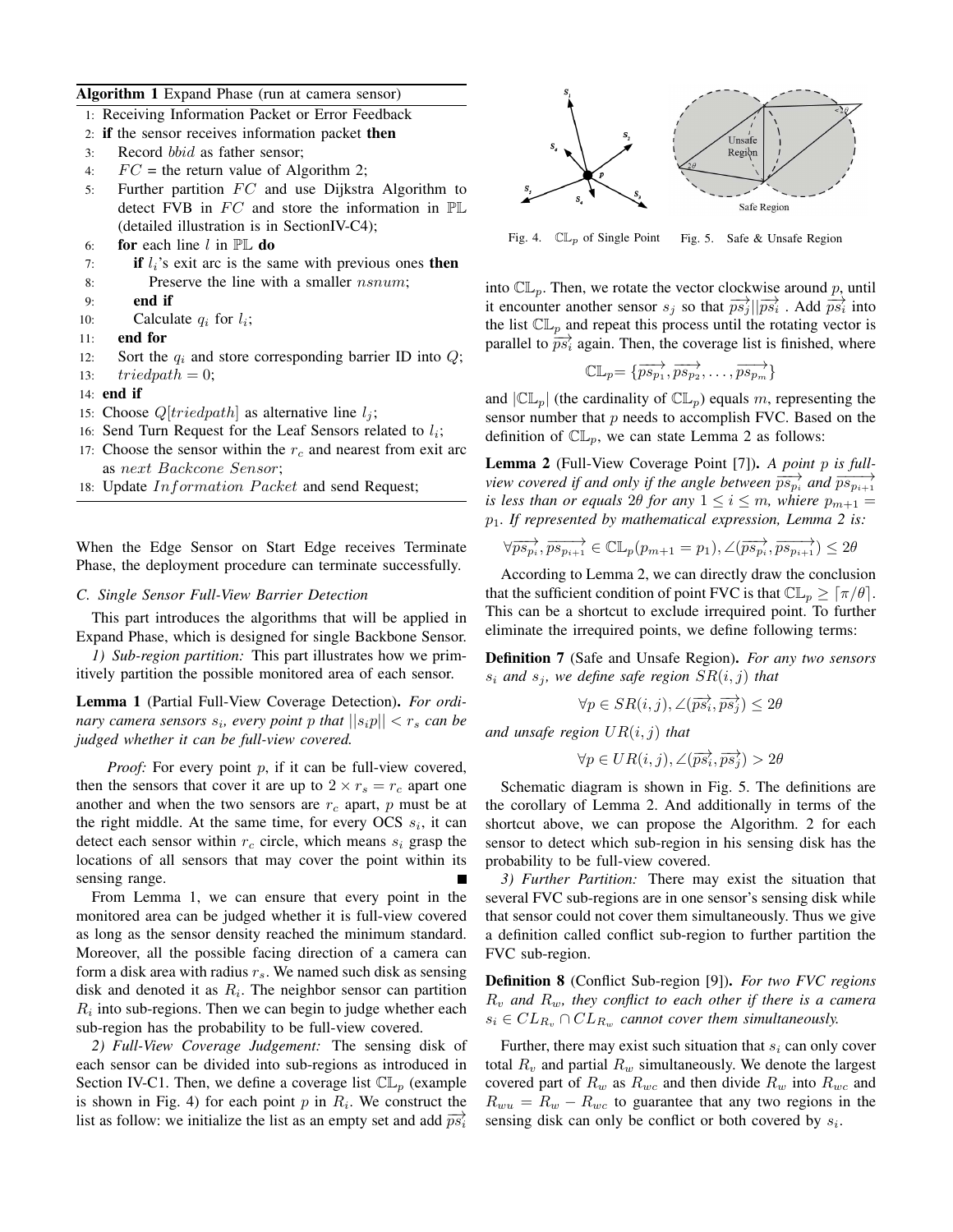**Algorithm 1** Expand Phase (run at camera sensor)

```
1: Receiving Information Packet or Error Feedback
2: if the sensor receives information packet then
3:     Record bbid as father sensor;
4:     FC = the return value of Algorithm 2;
5:     Further partition FC and use Dijkstra Algorithm to
       detect FVB in FC and store the information in PL
       (detailed illustration is in SectionIV-C4);
6:     for each line l in PL do
7:         if l_i's exit arc is the same with previous ones then
8:             Preserve the line with a smaller nsnum;
9:         end if
10:        Calculate q_i for l_i;
11:    end for
12:    Sort the q_i and store corresponding barrier ID into Q;
13:    triedpath = 0;
14: end if
15: Choose Q[triedpath] as alternative line l_j;
16: Send Turn Request for the Leaf Sensors related to l_i;
17: Choose the sensor within the r_c and nearest from exit arc
    as next Backcone Sensor;
18: Update Information Packet and send Request;
```

When the Edge Sensor on Start Edge receives Terminate Phase, the deployment procedure can terminate successfully.

### C. Single Sensor Full-View Barrier Detection

This part introduces the algorithms that will be applied in Expand Phase, which is designed for single Backbone Sensor.

*1) Sub-region partition:* This part illustrates how we primitively partition the possible monitored area of each sensor.

**Lemma 1** (Partial Full-View Coverage Detection). *For ordinary camera sensors $s_i$, every point $p$ that $||s_i p|| < r_s$ can be judged whether it can be full-view covered.*

*Proof:* For every point $p$, if it can be full-view covered, then the sensors that cover it are up to $2 \times r_s = r_c$ apart one another and when the two sensors are $r_c$ apart, $p$ must be at the right middle. At the same time, for every OCS $s_i$, it can detect each sensor within $r_c$ circle, which means $s_i$ grasp the locations of all sensors that may cover the point within its sensing range. ■

From Lemma 1, we can ensure that every point in the monitored area can be judged whether it is full-view covered as long as the sensor density reached the minimum standard. Moreover, all the possible facing direction of a camera can form a disk area with radius $r_s$. We named such disk as sensing disk and denoted it as $R_i$. The neighbor sensor can partition $R_i$ into sub-regions. Then we can begin to judge whether each sub-region has the probability to be full-view covered.

*2) Full-View Coverage Judgement:* The sensing disk of each sensor can be divided into sub-regions as introduced in Section IV-C1. Then, we define a coverage list $\mathbb{CL}_p$ (example is shown in Fig. 4) for each point $p$ in $R_i$. We construct the list as follow: we initialize the list as an empty set and add $\overrightarrow{ps_i}$ into $\mathbb{CL}_p$. Then, we rotate the vector clockwise around $p$, until it encounter another sensor $s_j$ so that $\overrightarrow{ps_j} || \overrightarrow{ps_i}$ . Add $\overrightarrow{ps_i}$ into the list $\mathbb{CL}_p$ and repeat this process until the rotating vector is parallel to $\overrightarrow{ps_i}$ again. Then, the coverage list is finished, where

$$\mathbb{CL}_p = \{\overrightarrow{ps_{p_1}}, \overrightarrow{ps_{p_2}}, \ldots, \overrightarrow{ps_{p_m}}\}$$

and $|\mathbb{CL}_p|$ (the cardinality of $\mathbb{CL}_p$) equals $m$, representing the sensor number that $p$ needs to accomplish FVC. Based on the definition of $\mathbb{CL}_p$, we can state Lemma 2 as follows:

Fig. 4. $\mathbb{CL}_p$ of Single Point

Fig. 5. Safe & Unsafe Region

**Lemma 2** (Full-View Coverage Point [7]). *A point $p$ is full-view covered if and only if the angle between $\overrightarrow{ps_{p_i}}$ and $\overrightarrow{ps_{p_{i+1}}}$ is less than or equals $2\theta$ for any $1 \le i \le m$, whiere $p_{m+1} = p_1$. If represented by mathematical expression, Lemma 2 is:*

$$\forall \overrightarrow{ps_{p_i}}, \overrightarrow{ps_{p_{i+1}}} \in \mathbb{CL}_p(p_{m+1} = p_1), \angle(\overrightarrow{ps_{p_i}}, \overrightarrow{ps_{p_{i+1}}}) \le 2\theta$$

According to Lemma 2, we can directly draw the conclusion that the sufficient condition of point FVC is that $\mathbb{CL}_p \ge \lceil \pi/\theta \rceil$. This can be a shortcut to exclude irrequired point. To further eliminate the irrequired points, we define following terms:

**Definition 7** (Safe and Unsafe Region). *For any two sensors $s_i$ and $s_j$, we define safe region $SR(i, j)$ that*

$$\forall p \in SR(i, j), \angle(\overrightarrow{ps_i}, \overrightarrow{ps_j}) \le 2\theta$$

*and unsafe region $UR(i, j)$ that*

$$\forall p \in UR(i, j), \angle(\overrightarrow{ps_i}, \overrightarrow{ps_j}) > 2\theta$$

Schematic diagram is shown in Fig. 5. The definitions are the corollary of Lemma 2. And additionally in terms of the shortcut above, we can propose the Algorithm. 2 for each sensor to detect which sub-region in his sensing disk has the probability to be full-view covered.

*3) Further Partition:* There may exist the situation that several FVC sub-regions are in one sensor's sensing disk while that sensor could not cover them simultaneously. Thus we give a definition called conflict sub-region to further partition the FVC sub-region.

**Definition 8** (Conflict Sub-region [9]). *For two FVC regions $R_v$ and $R_w$, they conflict to each other if there is a camera $s_i \in CL_{R_v} \cap CL_{R_w}$ cannot cover them simultaneously.*

Further, there may exist such situation that $s_i$ can only cover total $R_v$ and partial $R_w$ simultaneously. We denote the largest covered part of $R_w$ as $R_{wc}$ and then divide $R_w$ into $R_{wc}$ and $R_{wu} = R_w - R_{wc}$ to guarantee that any two regions in the sensing disk can only be conflict or both covered by $s_i$.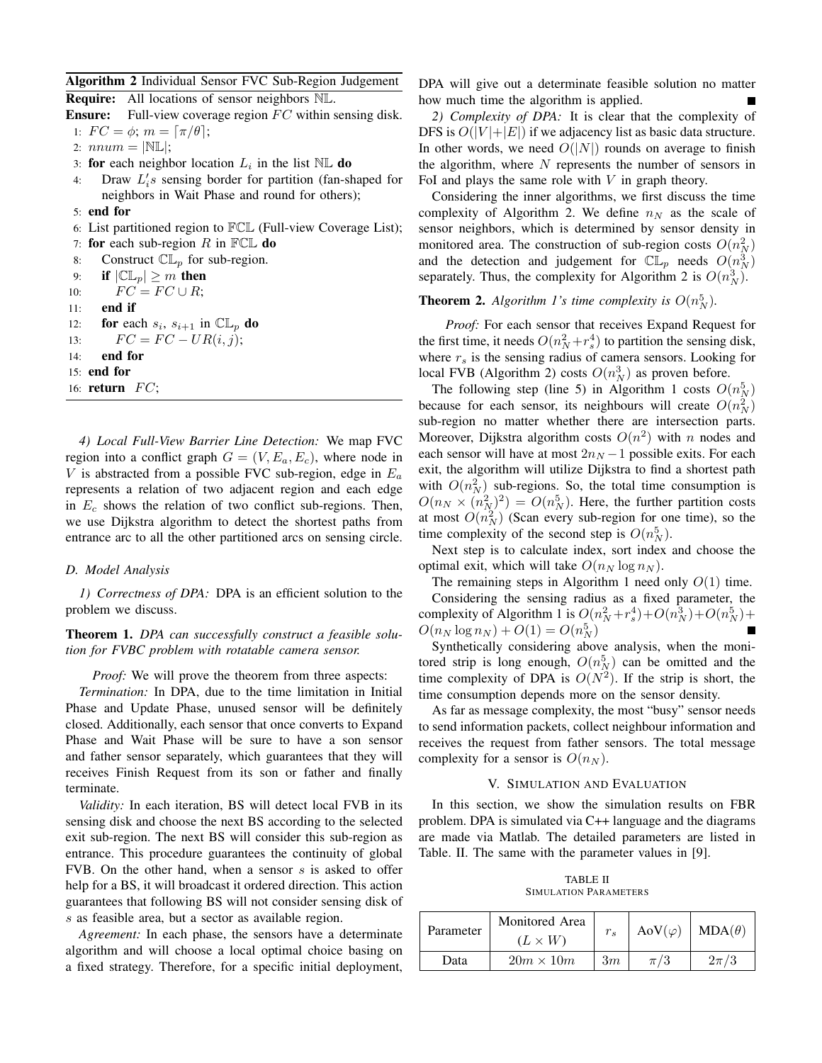**Algorithm 2** Individual Sensor FVC Sub-Region Judgement

**Require:** All locations of sensor neighbors $\mathbb{NL}$.

**Ensure:** Full-view coverage region $FC$ within sensing disk.

```
1:  FC = φ; m = ⌈π/θ⌉;
2:  nnum = |NL|;
3:  for each neighbor location L_i in the list NL do
4:      Draw L'_i s sensing border for partition (fan-shaped for
        neighbors in Wait Phase and round for others);
5:  end for
6:  List partitioned region to FCL (Full-view Coverage List);
7:  for each sub-region R in FCL do
8:      Construct CL_p for sub-region.
9:      if |CL_p| ≥ m then
10:         FC = FC ∪ R;
11:     end if
12:     for each s_i, s_{i+1} in CL_p do
13:         FC = FC − UR(i, j);
14:     end for
15: end for
16: return FC;
```

*4) Local Full-View Barrier Line Detection:* We map FVC region into a conflict graph $G = (V, E_a, E_c)$, where node in $V$ is abstracted from a possible FVC sub-region, edge in $E_a$ represents a relation of two adjacent region and each edge in $E_c$ shows the relation of two conflict sub-regions. Then, we use Dijkstra algorithm to detect the shortest paths from entrance arc to all the other partitioned arcs on sensing circle.

### D. Model Analysis

*1) Correctness of DPA:* DPA is an efficient solution to the problem we discuss.

**Theorem 1.** *DPA can successfully construct a feasible solution for FVBC problem with rotatable camera sensor.*

*Proof:* We will prove the theorem from three aspects:

*Termination:* In DPA, due to the time limitation in Initial Phase and Update Phase, unused sensor will be definitely closed. Additionally, each sensor that once converts to Expand Phase and Wait Phase will be sure to have a son sensor and father sensor separately, which guarantees that they will receives Finish Request from its son or father and finally terminate.

*Validity:* In each iteration, BS will detect local FVB in its sensing disk and choose the next BS according to the selected exit sub-region. The next BS will consider this sub-region as entrance. This procedure guarantees the continuity of global FVB. On the other hand, when a sensor $s$ is asked to offer help for a BS, it will broadcast it ordered direction. This action guarantees that following BS will not consider sensing disk of $s$ as feasible area, but a sector as available region.

*Agreement:* In each phase, the sensors have a determinate algorithm and will choose a local optimal choice basing on a fixed strategy. Therefore, for a specific initial deployment, DPA will give out a determinate feasible solution no matter how much time the algorithm is applied. ∎

*2) Complexity of DPA:* It is clear that the complexity of DFS is $O(|V|+|E|)$ if we adjacency list as basic data structure. In other words, we need $O(|N|)$ rounds on average to finish the algorithm, where $N$ represents the number of sensors in FoI and plays the same role with $V$ in graph theory.

Considering the inner algorithms, we first discuss the time complexity of Algorithm 2. We define $n_N$ as the scale of sensor neighbors, which is determined by sensor density in monitored area. The construction of sub-region costs $O(n_N^2)$ and the detection and judgement for $\mathbb{CL}_p$ needs $O(n_N^3)$ separately. Thus, the complexity for Algorithm 2 is $O(n_N^3)$.

**Theorem 2.** *Algorithm 1's time complexity is $O(n_N^5)$.*

*Proof:* For each sensor that receives Expand Request for the first time, it needs $O(n_N^2+r_s^4)$ to partition the sensing disk, where $r_s$ is the sensing radius of camera sensors. Looking for local FVB (Algorithm 2) costs $O(n_N^3)$ as proven before.

The following step (line 5) in Algorithm 1 costs $O(n_N^5)$ because for each sensor, its neighbours will create $O(n_N^2)$ sub-region no matter whether there are intersection parts. Moreover, Dijkstra algorithm costs $O(n^2)$ with $n$ nodes and each sensor will have at most $2n_N-1$ possible exits. For each exit, the algorithm will utilize Dijkstra to find a shortest path with $O(n_N^2)$ sub-regions. So, the total time consumption is $O(n_N \times (n_N^2)^2) = O(n_N^5)$. Here, the further partition costs at most $O(n_N^2)$ (Scan every sub-region for one time), so the time complexity of the second step is $O(n_N^5)$.

Next step is to calculate index, sort index and choose the optimal exit, which will take $O(n_N \log n_N)$.

The remaining steps in Algorithm 1 need only $O(1)$ time.

Considering the sensing radius as a fixed parameter, the complexity of Algorithm 1 is $O(n_N^2+r_s^4)+O(n_N^3)+O(n_N^5)+O(n_N \log n_N)+O(1) = O(n_N^5)$ ∎

Synthetically considering above analysis, when the monitored strip is long enough, $O(n_N^5)$ can be omitted and the time complexity of DPA is $O(N^2)$. If the strip is short, the time consumption depends more on the sensor density.

As far as message complexity, the most "busy" sensor needs to send information packets, collect neighbour information and receives the request from father sensors. The total message complexity for a sensor is $O(n_N)$.

## V. Simulation and Evaluation

In this section, we show the simulation results on FBR problem. DPA is simulated via C++ language and the diagrams are made via Matlab. The detailed parameters are listed in Table. II. The same with the parameter values in [9].

TABLE II
SIMULATION PARAMETERS

| Parameter | Monitored Area ($L \times W$) | $r_s$ | AoV($\varphi$) | MDA($\theta$) |
|---|---|---|---|---|
| Data | $20m \times 10m$ | $3m$ | $\pi/3$ | $2\pi/3$ |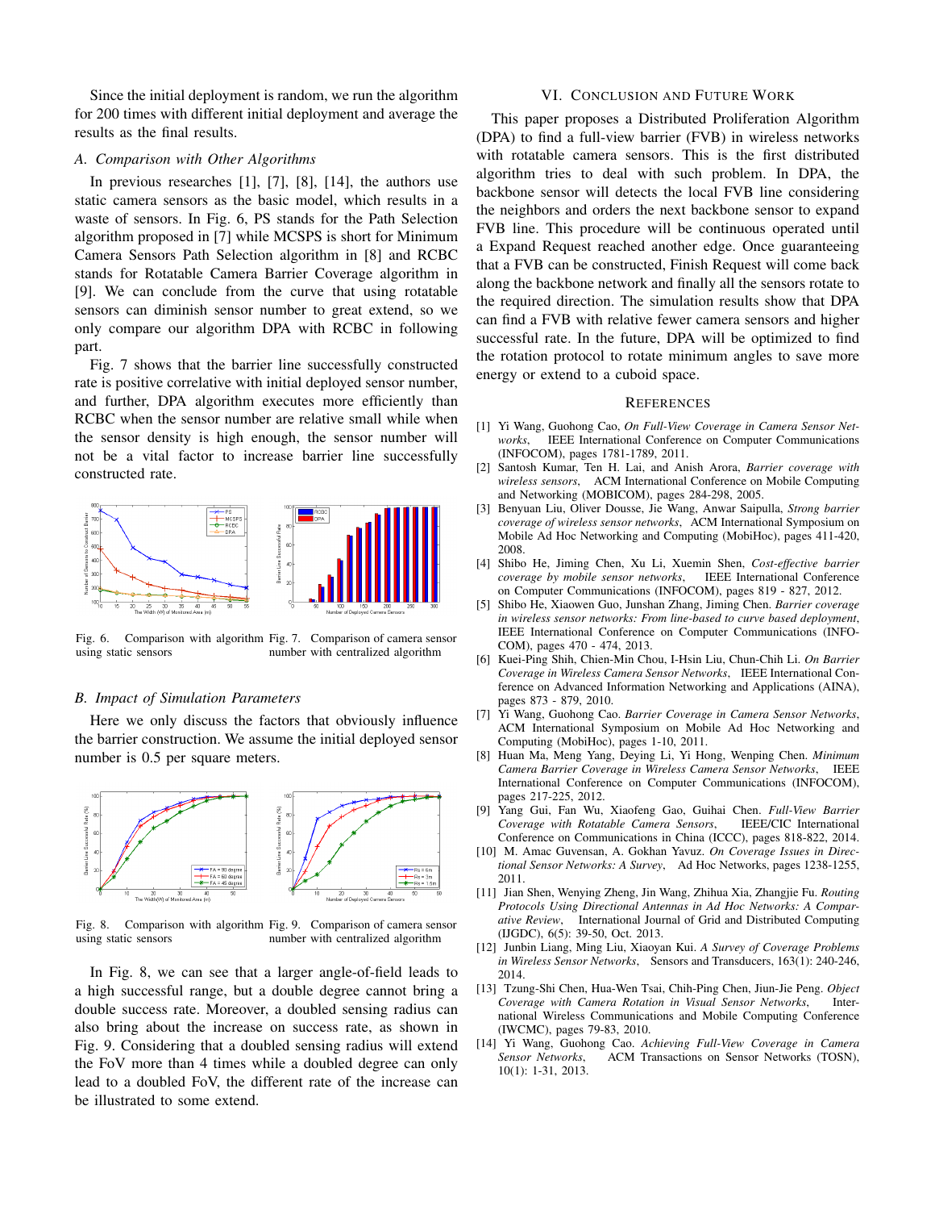Since the initial deployment is random, we run the algorithm for 200 times with different initial deployment and average the results as the final results.

### A. Comparison with Other Algorithms

In previous researches [1], [7], [8], [14], the authors use static camera sensors as the basic model, which results in a waste of sensors. In Fig. 6, PS stands for the Path Selection algorithm proposed in [7] while MCSPS is short for Minimum Camera Sensors Path Selection algorithm in [8] and RCBC stands for Rotatable Camera Barrier Coverage algorithm in [9]. We can conclude from the curve that using rotatable sensors can diminish sensor number to great extend, so we only compare our algorithm DPA with RCBC in following part.

Fig. 7 shows that the barrier line successfully constructed rate is positive correlative with initial deployed sensor number, and further, DPA algorithm executes more efficiently than RCBC when the sensor number are relative small while when the sensor density is high enough, the sensor number will not be a vital factor to increase barrier line successfully constructed rate.

Number of Sensors to Construct Barrier
The Width (W) of Monitored Area (m)
PS
MCSPS
RCBC
DPA

Fig. 6. Comparison with algorithm using static sensors

Barrier Line Successful Rate
Number of Deployed Camera Sensors
RCBC
DPA

Fig. 7. Comparison of camera sensor number with centralized algorithm

### B. Impact of Simulation Parameters

Here we only discuss the factors that obviously influence the barrier construction. We assume the initial deployed sensor number is 0.5 per square meters.

Barrier Line Successful Rate (%)
The Width(W) of Monitored Area (m)
FA = 90 degree
FA = 60 degree
FA = 45 degree

Fig. 8. Comparison with algorithm using static sensors

Barrier Line Successful Rate (%)
Number of Deployed Camera Sensors
Rs = 6m
Rs = 3m
Rs = 1.5m

Fig. 9. Comparison of camera sensor number with centralized algorithm

In Fig. 8, we can see that a larger angle-of-field leads to a high successful range, but a double degree cannot bring a double success rate. Moreover, a doubled sensing radius can also bring about the increase on success rate, as shown in Fig. 9. Considering that a doubled sensing radius will extend the FoV more than 4 times while a doubled degree can only lead to a doubled FoV, the different rate of the increase can be illustrated to some extend.

## VI. Conclusion and Future Work

This paper proposes a Distributed Proliferation Algorithm (DPA) to find a full-view barrier (FVB) in wireless networks with rotatable camera sensors. This is the first distributed algorithm tries to deal with such problem. In DPA, the backbone sensor will detects the local FVB line considering the neighbors and orders the next backbone sensor to expand FVB line. This procedure will be continuous operated until a Expand Request reached another edge. Once guaranteeing that a FVB can be constructed, Finish Request will come back along the backbone network and finally all the sensors rotate to the required direction. The simulation results show that DPA can find a FVB with relative fewer camera sensors and higher successful rate. In the future, DPA will be optimized to find the rotation protocol to rotate minimum angles to save more energy or extend to a cuboid space.

## References

[1] Yi Wang, Guohong Cao, *On Full-View Coverage in Camera Sensor Networks*, IEEE International Conference on Computer Communications (INFOCOM), pages 1781-1789, 2011.

[2] Santosh Kumar, Ten H. Lai, and Anish Arora, *Barrier coverage with wireless sensors*, ACM International Conference on Mobile Computing and Networking (MOBICOM), pages 284-298, 2005.

[3] Benyuan Liu, Oliver Dousse, Jie Wang, Anwar Saipulla, *Strong barrier coverage of wireless sensor networks*, ACM International Symposium on Mobile Ad Hoc Networking and Computing (MobiHoc), pages 411-420, 2008.

[4] Shibo He, Jiming Chen, Xu Li, Xuemin Shen, *Cost-effective barrier coverage by mobile sensor networks*, IEEE International Conference on Computer Communications (INFOCOM), pages 819 - 827, 2012.

[5] Shibo He, Xiaowen Guo, Junshan Zhang, Jiming Chen. *Barrier coverage in wireless sensor networks: From line-based to curve based deployment*, IEEE International Conference on Computer Communications (INFOCOM), pages 470 - 474, 2013.

[6] Kuei-Ping Shih, Chien-Min Chou, I-Hsin Liu, Chun-Chih Li. *On Barrier Coverage in Wireless Camera Sensor Networks*, IEEE International Conference on Advanced Information Networking and Applications (AINA), pages 873 - 879, 2010.

[7] Yi Wang, Guohong Cao. *Barrier Coverage in Camera Sensor Networks*, ACM International Symposium on Mobile Ad Hoc Networking and Computing (MobiHoc), pages 1-10, 2011.

[8] Huan Ma, Meng Yang, Deying Li, Yi Hong, Wenping Chen. *Minimum Camera Barrier Coverage in Wireless Camera Sensor Networks*, IEEE International Conference on Computer Communications (INFOCOM), pages 217-225, 2012.

[9] Yang Gui, Fan Wu, Xiaofeng Gao, Guihai Chen. *Full-View Barrier Coverage with Rotatable Camera Sensors*, IEEE/CIC International Conference on Communications in China (ICCC), pages 818-822, 2014.

[10] M. Amac Guvensan, A. Gokhan Yavuz. *On Coverage Issues in Directional Sensor Networks: A Survey*, Ad Hoc Networks, pages 1238-1255, 2011.

[11] Jian Shen, Wenying Zheng, Jin Wang, Zhihua Xia, Zhangjie Fu. *Routing Protocols Using Directional Antennas in Ad Hoc Networks: A Comparative Review*, International Journal of Grid and Distributed Computing (IJGDC), 6(5): 39-50, Oct. 2013.

[12] Junbin Liang, Ming Liu, Xiaoyan Kui. *A Survey of Coverage Problems in Wireless Sensor Networks*, Sensors and Transducers, 163(1): 240-246, 2014.

[13] Tzung-Shi Chen, Hua-Wen Tsai, Chih-Ping Chen, Jiun-Jie Peng. *Object Coverage with Camera Rotation in Visual Sensor Networks*, International Wireless Communications and Mobile Computing Conference (IWCMC), pages 79-83, 2010.

[14] Yi Wang, Guohong Cao. *Achieving Full-View Coverage in Camera Sensor Networks*, ACM Transactions on Sensor Networks (TOSN), 10(1): 1-31, 2013.